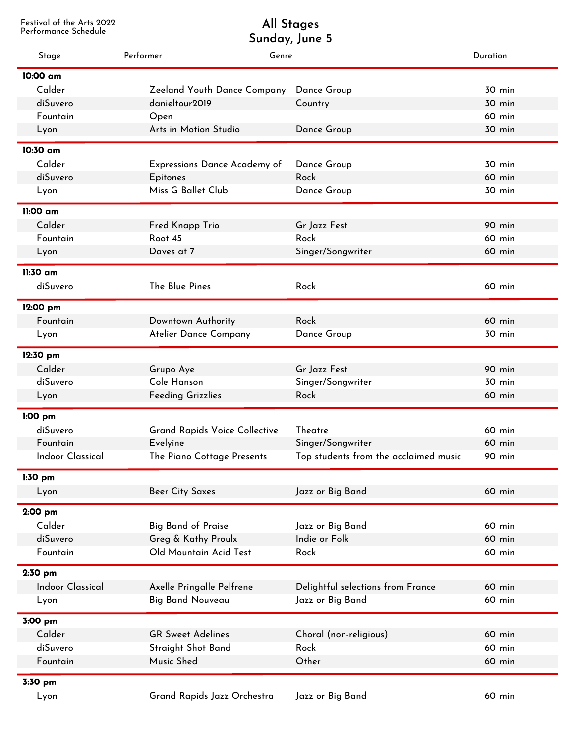Festival of the Arts 2022
Performance Schedule

# All Stages
## Sunday, June 5

| Stage | Performer | Genre | Duration |
|---|---|---|---|
| **10:00 am** | | | |
| Calder | Zeeland Youth Dance Company | Dance Group | 30 min |
| diSuvero | danieltour2019 | Country | 30 min |
| Fountain | Open | | 60 min |
| Lyon | Arts in Motion Studio | Dance Group | 30 min |
| **10:30 am** | | | |
| Calder | Expressions Dance Academy of | Dance Group | 30 min |
| diSuvero | Epitones | Rock | 60 min |
| Lyon | Miss G Ballet Club | Dance Group | 30 min |
| **11:00 am** | | | |
| Calder | Fred Knapp Trio | Gr Jazz Fest | 90 min |
| Fountain | Root 45 | Rock | 60 min |
| Lyon | Daves at 7 | Singer/Songwriter | 60 min |
| **11:30 am** | | | |
| diSuvero | The Blue Pines | Rock | 60 min |
| **12:00 pm** | | | |
| Fountain | Downtown Authority | Rock | 60 min |
| Lyon | Atelier Dance Company | Dance Group | 30 min |
| **12:30 pm** | | | |
| Calder | Grupo Aye | Gr Jazz Fest | 90 min |
| diSuvero | Cole Hanson | Singer/Songwriter | 30 min |
| Lyon | Feeding Grizzlies | Rock | 60 min |
| **1:00 pm** | | | |
| diSuvero | Grand Rapids Voice Collective | Theatre | 60 min |
| Fountain | Evelyine | Singer/Songwriter | 60 min |
| Indoor Classical | The Piano Cottage Presents | Top students from the acclaimed music | 90 min |
| **1:30 pm** | | | |
| Lyon | Beer City Saxes | Jazz or Big Band | 60 min |
| **2:00 pm** | | | |
| Calder | Big Band of Praise | Jazz or Big Band | 60 min |
| diSuvero | Greg & Kathy Proulx | Indie or Folk | 60 min |
| Fountain | Old Mountain Acid Test | Rock | 60 min |
| **2:30 pm** | | | |
| Indoor Classical | Axelle Pringalle Pelfrene | Delightful selections from France | 60 min |
| Lyon | Big Band Nouveau | Jazz or Big Band | 60 min |
| **3:00 pm** | | | |
| Calder | GR Sweet Adelines | Choral (non-religious) | 60 min |
| diSuvero | Straight Shot Band | Rock | 60 min |
| Fountain | Music Shed | Other | 60 min |
| **3:30 pm** | | | |
| Lyon | Grand Rapids Jazz Orchestra | Jazz or Big Band | 60 min |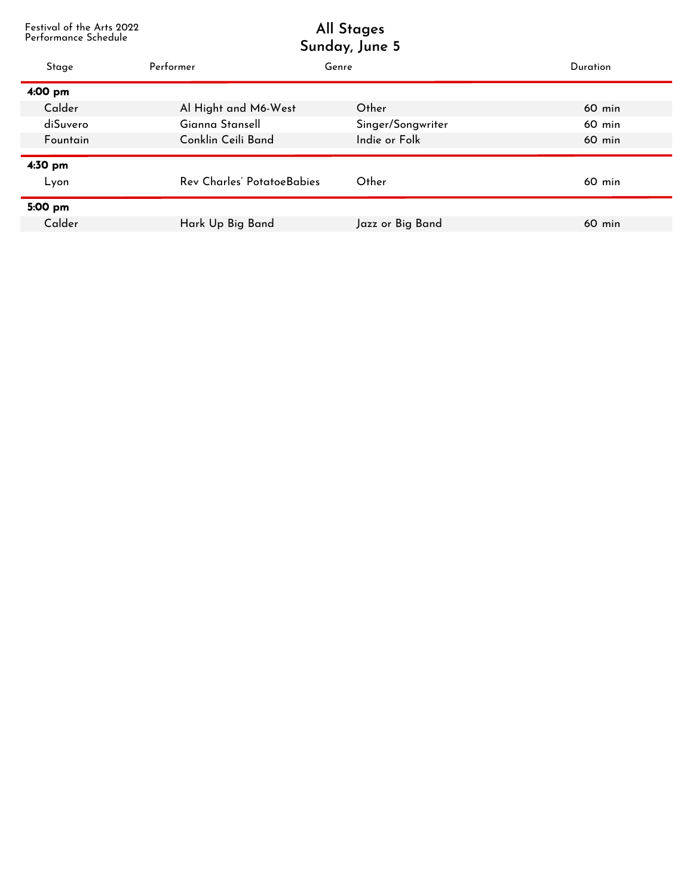Festival of the Arts 2022
Performance Schedule

# All Stages
## Sunday, June 5

| Stage | Performer | Genre | Duration |
|---|---|---|---|
| **4:00 pm** | | | |
| Calder | Al Hight and M6-West | Other | 60 min |
| diSuvero | Gianna Stansell | Singer/Songwriter | 60 min |
| Fountain | Conklin Ceili Band | Indie or Folk | 60 min |
| **4:30 pm** | | | |
| Lyon | Rev Charles' PotatoeBabies | Other | 60 min |
| **5:00 pm** | | | |
| Calder | Hark Up Big Band | Jazz or Big Band | 60 min |